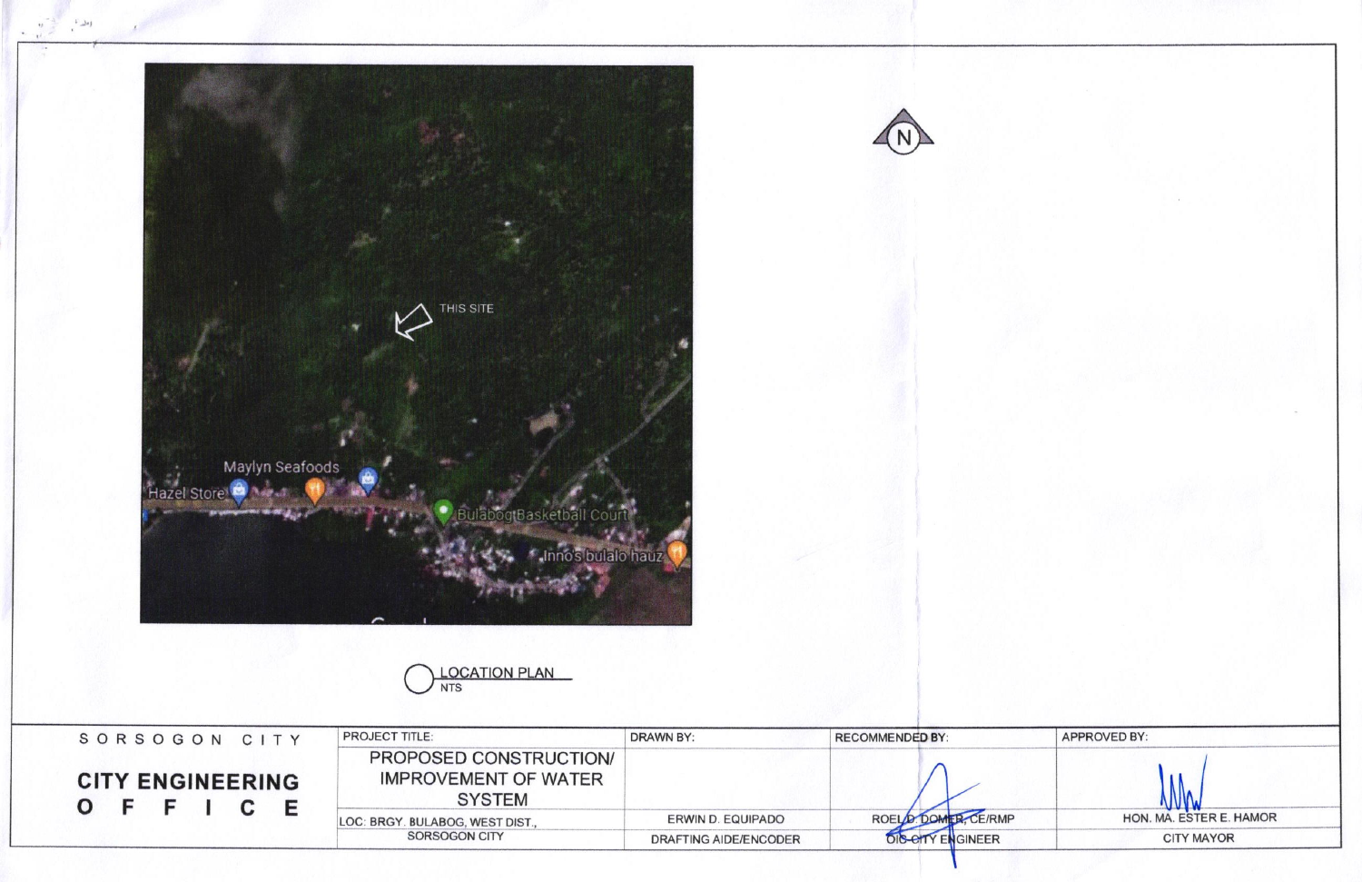THIS SITE

Maylyn Seafoods

Hazel Store

Bulabog Basketball Court

Inno's bulalo hauz

N

LOCATION PLAN
NTS

| SORSOGON CITY CITY ENGINEERING OFFICE | PROJECT TITLE: PROPOSED CONSTRUCTION/ IMPROVEMENT OF WATER SYSTEM | DRAWN BY: | RECOMMENDED BY: | APPROVED BY: |
|---|---|---|---|---|
| | LOC: BRGY. BULABOG, WEST DIST., SORSOGON CITY | ERWIN D. EQUIPADO | ROEL D. DOMER, CE/RMP | HON. MA. ESTER E. HAMOR |
| | | DRAFTING AIDE/ENCODER | OIC-CITY ENGINEER | CITY MAYOR |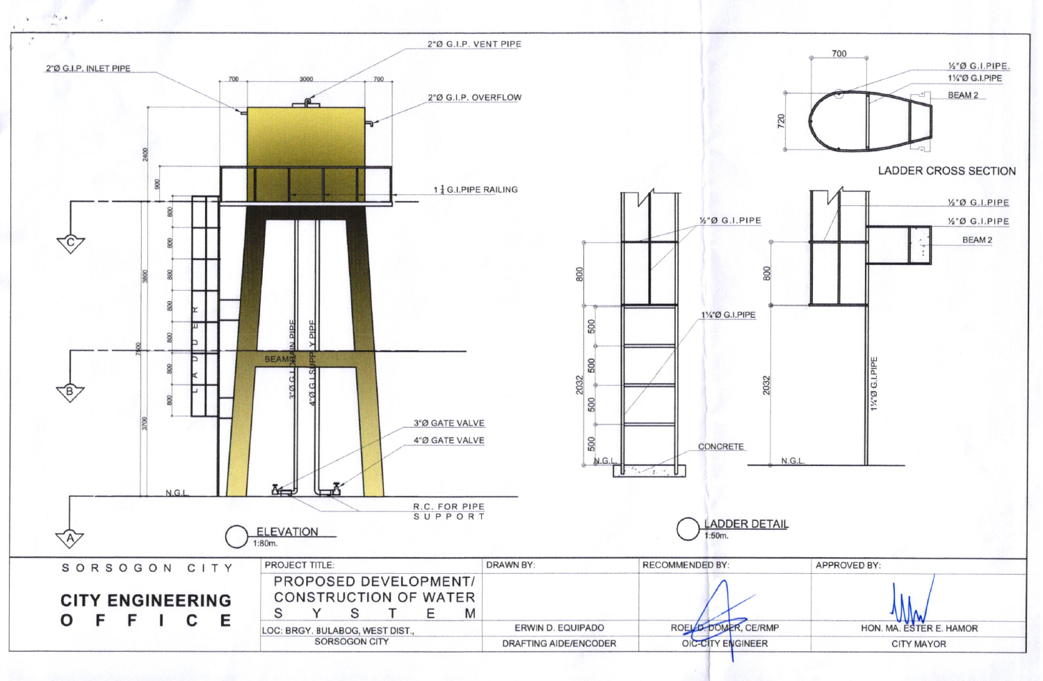2"Ø G.I.P. INLET PIPE

2"Ø G.I.P. VENT PIPE

2"Ø G.I.P. OVERFLOW

700 3000 700

2400

900

1 ¼ G.I.PIPE RAILING

800 800 800 800 800 800 800

3800

7500

3700

LADDER

BEAM

3"Ø G.I. DRAIN PIPE

4"Ø G.I. SUPPLY PIPE

3"Ø GATE VALVE

4"Ø GATE VALVE

R.C. FOR PIPE SUPPORT

N.G.L.

C

B

A

ELEVATION
1:80m.

700

720

½"Ø G.I.PIPE.

1¼"Ø G.I.PIPE

BEAM 2

LADDER CROSS SECTION

½"Ø G.I.PIPE

1¼"Ø G.I.PIPE

CONCRETE

800

2032

500 500 500 500

N.G.L.

½"Ø G.I.PIPE

½"Ø G.I.PIPE

BEAM 2

800

2032

1¼"Ø G.I.PIPE

N.G.L.

LADDER DETAIL
1:50m.

| SORSOGON CITY CITY ENGINEERING OFFICE | PROJECT TITLE: PROPOSED DEVELOPMENT/ CONSTRUCTION OF WATER SYSTEM | DRAWN BY: | RECOMMENDED BY: | APPROVED BY: |
|---|---|---|---|---|
| | LOC: BRGY. BULABOG, WEST DIST., SORSOGON CITY | ERWIN D. EQUIPADO DRAFTING AIDE/ENCODER | ROEL D. DOMER, CE/RMP OIC-CITY ENGINEER | HON. MA. ESTER E. HAMOR CITY MAYOR |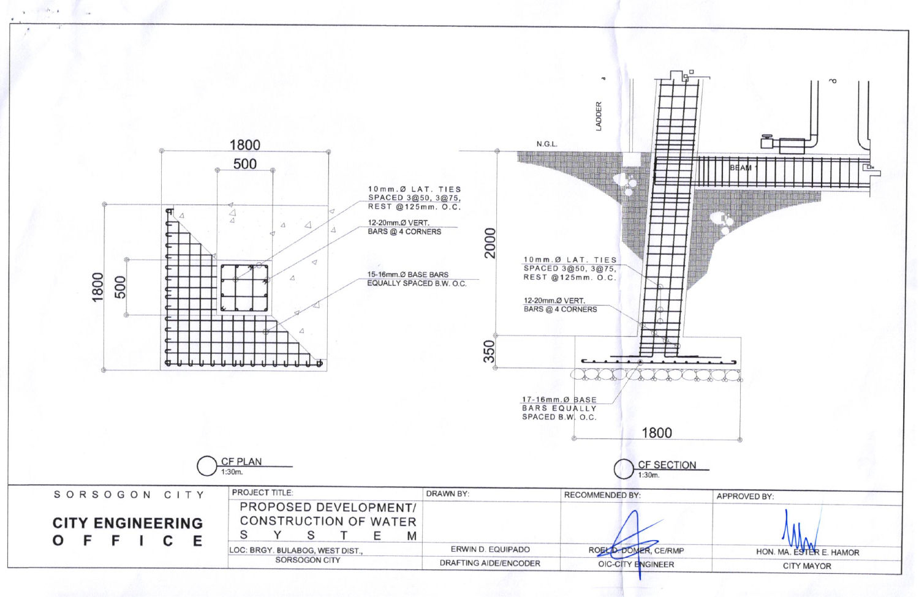1800

500

1800

500

10mm.Ø LAT. TIES
SPACED 3@50, 3@75,
REST @125mm. O.C.

12-20mm.Ø VERT.
BARS @ 4 CORNERS

15-16mm.Ø BASE BARS
EQUALLY SPACED B.W. O.C.

CF PLAN
1:30m.

LADDER

N.G.L.

BEAM 1

2000

350

10mm.Ø LAT. TIES
SPACED 3@50, 3@75,
REST @125mm. O.C.

12-20mm.Ø VERT.
BARS @ 4 CORNERS

17-16mm.Ø BASE
BARS EQUALLY
SPACED B.W. O.C.

1800

CF SECTION
1:30m.

| | | | | |
|---|---|---|---|---|
| SORSOGON CITY<br>**CITY ENGINEERING OFFICE** | PROJECT TITLE:<br>PROPOSED DEVELOPMENT/ CONSTRUCTION OF WATER SYSTEM | DRAWN BY: | RECOMMENDED BY: | APPROVED BY: |
| | LOC: BRGY. BULABOG, WEST DIST., SORSOGON CITY | ERWIN D. EQUIPADO<br>DRAFTING AIDE/ENCODER | ROELD D. DOMER, CE/RMP<br>OIC-CITY ENGINEER | HON. MA. ESTER E. HAMOR<br>CITY MAYOR |